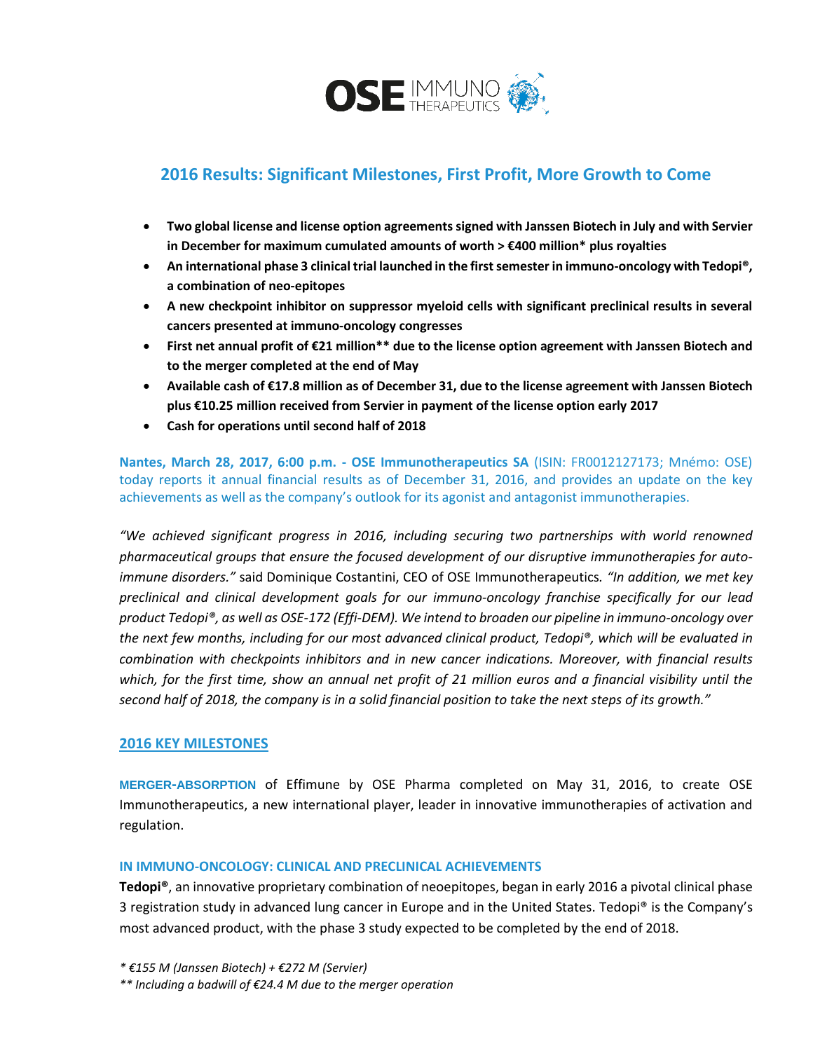OSE IMMUNO THERAPEUTICS

# 2016 Results: Significant Milestones, First Profit, More Growth to Come

- **Two global license and license option agreements signed with Janssen Biotech in July and with Servier in December for maximum cumulated amounts of worth > €400 million* plus royalties**
- **An international phase 3 clinical trial launched in the first semester in immuno-oncology with Tedopi®, a combination of neo-epitopes**
- **A new checkpoint inhibitor on suppressor myeloid cells with significant preclinical results in several cancers presented at immuno-oncology congresses**
- **First net annual profit of €21 million** due to the license option agreement with Janssen Biotech and to the merger completed at the end of May**
- **Available cash of €17.8 million as of December 31, due to the license agreement with Janssen Biotech plus €10.25 million received from Servier in payment of the license option early 2017**
- **Cash for operations until second half of 2018**

**Nantes, March 28, 2017, 6:00 p.m. - OSE Immunotherapeutics SA** (ISIN: FR0012127173; Mnémo: OSE) today reports it annual financial results as of December 31, 2016, and provides an update on the key achievements as well as the company's outlook for its agonist and antagonist immunotherapies.

*"We achieved significant progress in 2016, including securing two partnerships with world renowned pharmaceutical groups that ensure the focused development of our disruptive immunotherapies for auto-immune disorders."* said Dominique Costantini, CEO of OSE Immunotherapeutics. *"In addition, we met key preclinical and clinical development goals for our immuno-oncology franchise specifically for our lead product Tedopi®, as well as OSE-172 (Effi-DEM). We intend to broaden our pipeline in immuno-oncology over the next few months, including for our most advanced clinical product, Tedopi®, which will be evaluated in combination with checkpoints inhibitors and in new cancer indications. Moreover, with financial results which, for the first time, show an annual net profit of 21 million euros and a financial visibility until the second half of 2018, the company is in a solid financial position to take the next steps of its growth."*

## 2016 KEY MILESTONES

**MERGER-ABSORPTION** of Effimune by OSE Pharma completed on May 31, 2016, to create OSE Immunotherapeutics, a new international player, leader in innovative immunotherapies of activation and regulation.

### IN IMMUNO-ONCOLOGY: CLINICAL AND PRECLINICAL ACHIEVEMENTS

**Tedopi®**, an innovative proprietary combination of neoepitopes, began in early 2016 a pivotal clinical phase 3 registration study in advanced lung cancer in Europe and in the United States. Tedopi® is the Company's most advanced product, with the phase 3 study expected to be completed by the end of 2018.

*\* €155 M (Janssen Biotech) + €272 M (Servier)*

*\*\* Including a badwill of €24.4 M due to the merger operation*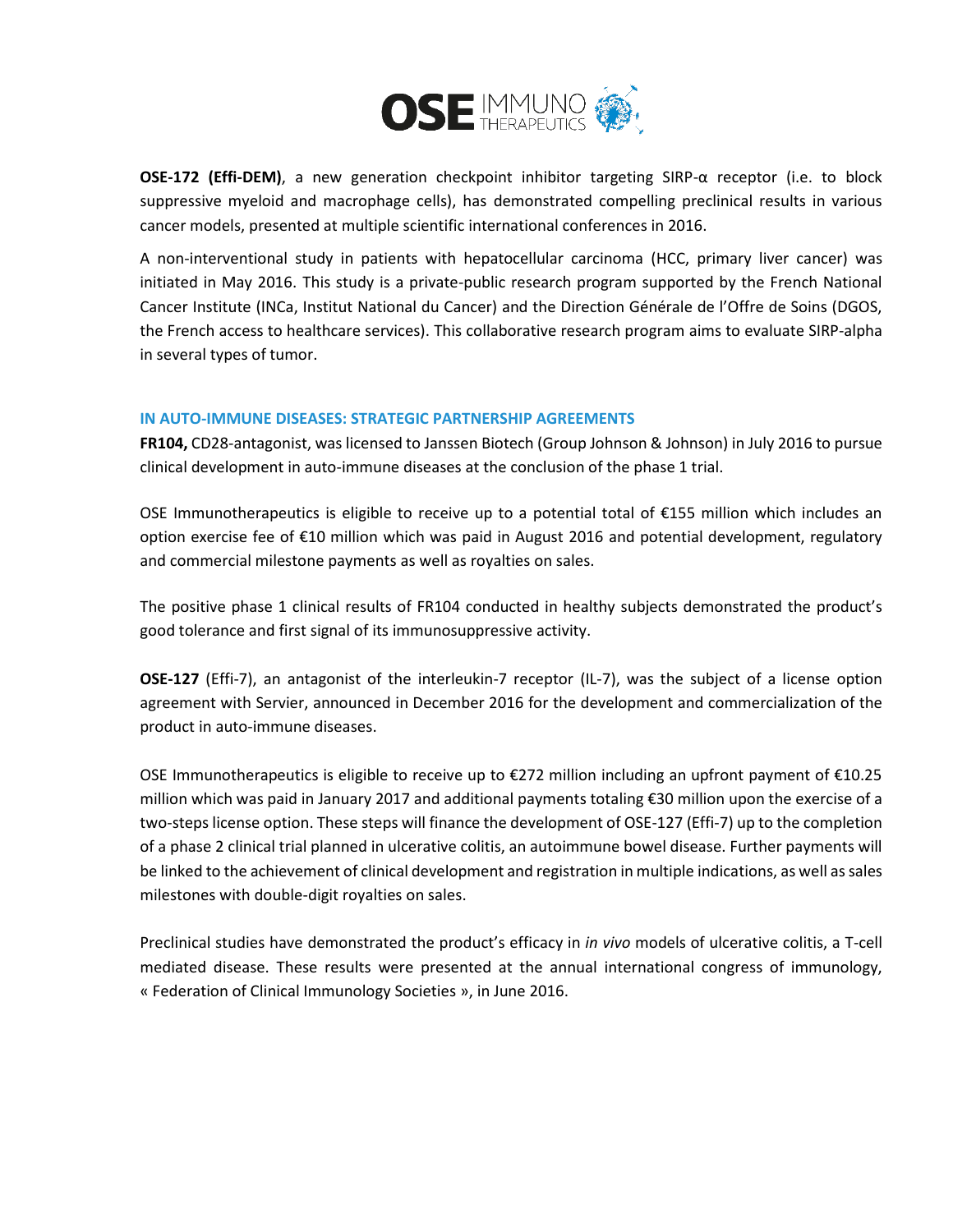**OSE-172 (Effi-DEM)**, a new generation checkpoint inhibitor targeting SIRP-α receptor (i.e. to block suppressive myeloid and macrophage cells), has demonstrated compelling preclinical results in various cancer models, presented at multiple scientific international conferences in 2016.

A non-interventional study in patients with hepatocellular carcinoma (HCC, primary liver cancer) was initiated in May 2016. This study is a private-public research program supported by the French National Cancer Institute (INCa, Institut National du Cancer) and the Direction Générale de l'Offre de Soins (DGOS, the French access to healthcare services). This collaborative research program aims to evaluate SIRP-alpha in several types of tumor.

### IN AUTO-IMMUNE DISEASES: STRATEGIC PARTNERSHIP AGREEMENTS

**FR104,** CD28-antagonist, was licensed to Janssen Biotech (Group Johnson & Johnson) in July 2016 to pursue clinical development in auto-immune diseases at the conclusion of the phase 1 trial.

OSE Immunotherapeutics is eligible to receive up to a potential total of €155 million which includes an option exercise fee of €10 million which was paid in August 2016 and potential development, regulatory and commercial milestone payments as well as royalties on sales.

The positive phase 1 clinical results of FR104 conducted in healthy subjects demonstrated the product's good tolerance and first signal of its immunosuppressive activity.

**OSE-127** (Effi-7), an antagonist of the interleukin-7 receptor (IL-7), was the subject of a license option agreement with Servier, announced in December 2016 for the development and commercialization of the product in auto-immune diseases.

OSE Immunotherapeutics is eligible to receive up to €272 million including an upfront payment of €10.25 million which was paid in January 2017 and additional payments totaling €30 million upon the exercise of a two-steps license option. These steps will finance the development of OSE-127 (Effi-7) up to the completion of a phase 2 clinical trial planned in ulcerative colitis, an autoimmune bowel disease. Further payments will be linked to the achievement of clinical development and registration in multiple indications, as well as sales milestones with double-digit royalties on sales.

Preclinical studies have demonstrated the product's efficacy in *in vivo* models of ulcerative colitis, a T-cell mediated disease. These results were presented at the annual international congress of immunology, « Federation of Clinical Immunology Societies », in June 2016.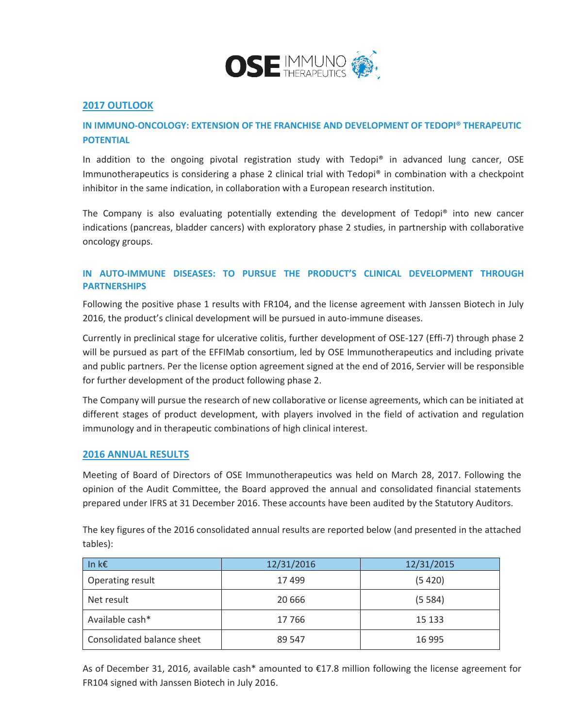## 2017 OUTLOOK

### IN IMMUNO-ONCOLOGY: EXTENSION OF THE FRANCHISE AND DEVELOPMENT OF TEDOPI® THERAPEUTIC POTENTIAL

In addition to the ongoing pivotal registration study with Tedopi® in advanced lung cancer, OSE Immunotherapeutics is considering a phase 2 clinical trial with Tedopi® in combination with a checkpoint inhibitor in the same indication, in collaboration with a European research institution.

The Company is also evaluating potentially extending the development of Tedopi® into new cancer indications (pancreas, bladder cancers) with exploratory phase 2 studies, in partnership with collaborative oncology groups.

### IN AUTO-IMMUNE DISEASES: TO PURSUE THE PRODUCT'S CLINICAL DEVELOPMENT THROUGH PARTNERSHIPS

Following the positive phase 1 results with FR104, and the license agreement with Janssen Biotech in July 2016, the product's clinical development will be pursued in auto-immune diseases.

Currently in preclinical stage for ulcerative colitis, further development of OSE-127 (Effi-7) through phase 2 will be pursued as part of the EFFIMab consortium, led by OSE Immunotherapeutics and including private and public partners. Per the license option agreement signed at the end of 2016, Servier will be responsible for further development of the product following phase 2.

The Company will pursue the research of new collaborative or license agreements, which can be initiated at different stages of product development, with players involved in the field of activation and regulation immunology and in therapeutic combinations of high clinical interest.

## 2016 ANNUAL RESULTS

Meeting of Board of Directors of OSE Immunotherapeutics was held on March 28, 2017. Following the opinion of the Audit Committee, the Board approved the annual and consolidated financial statements prepared under IFRS at 31 December 2016. These accounts have been audited by the Statutory Auditors.

The key figures of the 2016 consolidated annual results are reported below (and presented in the attached tables):

| In k€ | 12/31/2016 | 12/31/2015 |
|---|---|---|
| Operating result | 17 499 | (5 420) |
| Net result | 20 666 | (5 584) |
| Available cash* | 17 766 | 15 133 |
| Consolidated balance sheet | 89 547 | 16 995 |

As of December 31, 2016, available cash* amounted to €17.8 million following the license agreement for FR104 signed with Janssen Biotech in July 2016.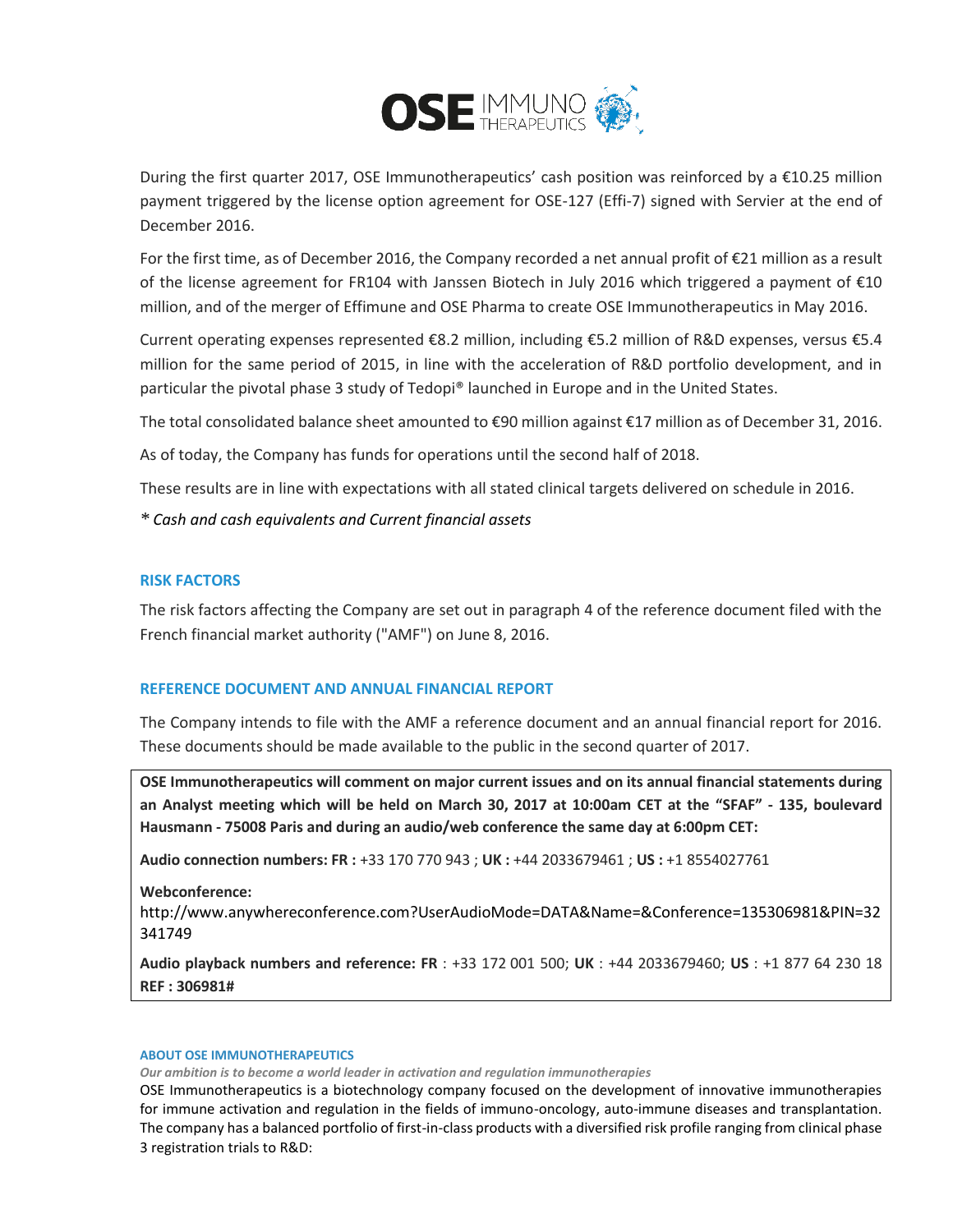During the first quarter 2017, OSE Immunotherapeutics' cash position was reinforced by a €10.25 million payment triggered by the license option agreement for OSE-127 (Effi-7) signed with Servier at the end of December 2016.

For the first time, as of December 2016, the Company recorded a net annual profit of €21 million as a result of the license agreement for FR104 with Janssen Biotech in July 2016 which triggered a payment of €10 million, and of the merger of Effimune and OSE Pharma to create OSE Immunotherapeutics in May 2016.

Current operating expenses represented €8.2 million, including €5.2 million of R&D expenses, versus €5.4 million for the same period of 2015, in line with the acceleration of R&D portfolio development, and in particular the pivotal phase 3 study of Tedopi® launched in Europe and in the United States.

The total consolidated balance sheet amounted to €90 million against €17 million as of December 31, 2016.

As of today, the Company has funds for operations until the second half of 2018.

These results are in line with expectations with all stated clinical targets delivered on schedule in 2016.

*\* Cash and cash equivalents and Current financial assets*

## RISK FACTORS

The risk factors affecting the Company are set out in paragraph 4 of the reference document filed with the French financial market authority ("AMF") on June 8, 2016.

## REFERENCE DOCUMENT AND ANNUAL FINANCIAL REPORT

The Company intends to file with the AMF a reference document and an annual financial report for 2016. These documents should be made available to the public in the second quarter of 2017.

**OSE Immunotherapeutics will comment on major current issues and on its annual financial statements during an Analyst meeting which will be held on March 30, 2017 at 10:00am CET at the "SFAF" - 135, boulevard Hausmann - 75008 Paris and during an audio/web conference the same day at 6:00pm CET:**

**Audio connection numbers: FR :** +33 170 770 943 ; **UK :** +44 2033679461 ; **US :** +1 8554027761

**Webconference:**
http://www.anywhereconference.com?UserAudioMode=DATA&Name=&Conference=135306981&PIN=32341749

**Audio playback numbers and reference: FR** : +33 172 001 500; **UK** : +44 2033679460; **US** : +1 877 64 230 18
**REF : 306981#**

#### ABOUT OSE IMMUNOTHERAPEUTICS

***Our ambition is to become a world leader in activation and regulation immunotherapies***

OSE Immunotherapeutics is a biotechnology company focused on the development of innovative immunotherapies for immune activation and regulation in the fields of immuno-oncology, auto-immune diseases and transplantation. The company has a balanced portfolio of first-in-class products with a diversified risk profile ranging from clinical phase 3 registration trials to R&D: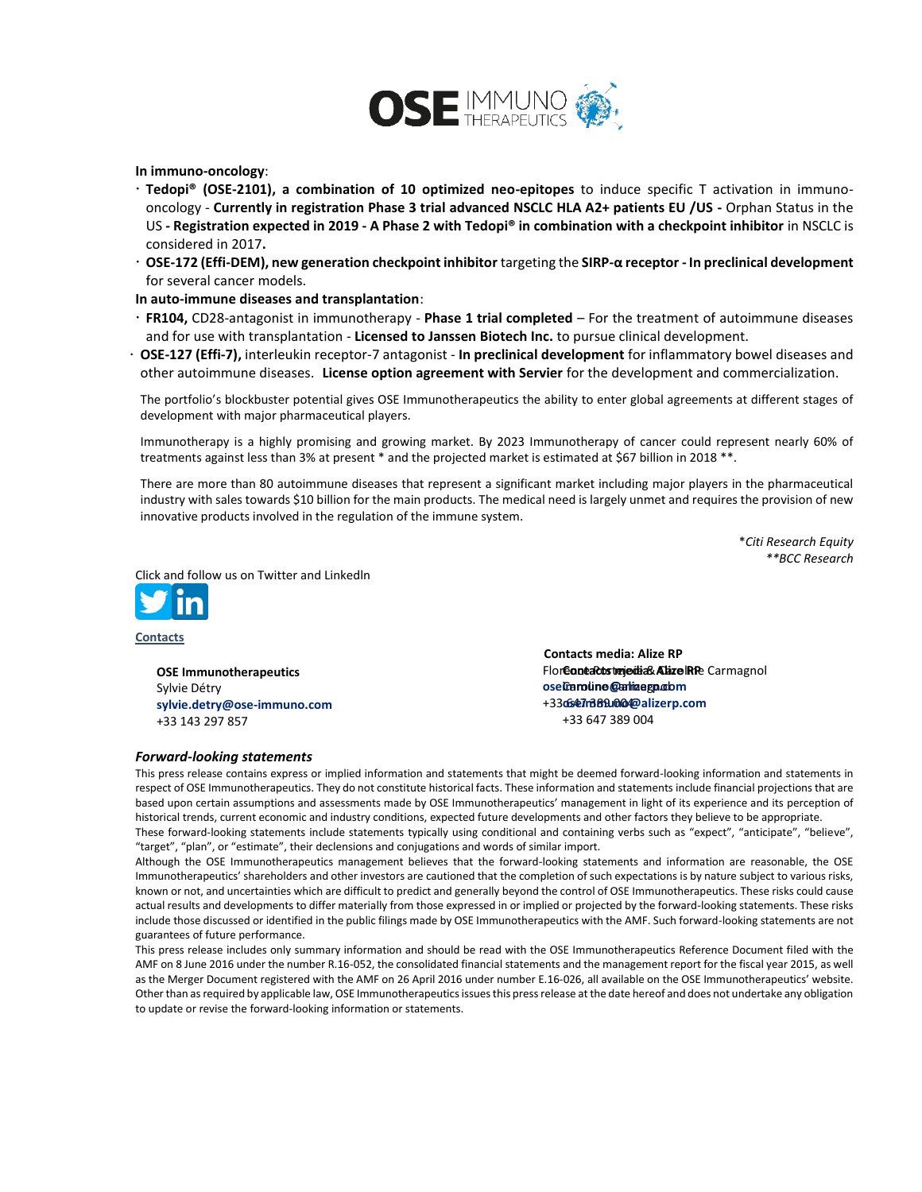**In immuno-oncology**:

- **Tedopi® (OSE-2101), a combination of 10 optimized neo-epitopes** to induce specific T activation in immuno-oncology - **Currently in registration Phase 3 trial advanced NSCLC HLA A2+ patients EU /US -** Orphan Status in the US **- Registration expected in 2019 - A Phase 2 with Tedopi® in combination with a checkpoint inhibitor** in NSCLC is considered in 2017**.**
- **OSE-172 (Effi-DEM), new generation checkpoint inhibitor** targeting the **SIRP-α receptor - In preclinical development** for several cancer models.

**In auto-immune diseases and transplantation**:

- **FR104,** CD28-antagonist in immunotherapy - **Phase 1 trial completed** – For the treatment of autoimmune diseases and for use with transplantation - **Licensed to Janssen Biotech Inc.** to pursue clinical development.
- **OSE-127 (Effi-7),** interleukin receptor-7 antagonist - **In preclinical development** for inflammatory bowel diseases and other autoimmune diseases. **License option agreement with Servier** for the development and commercialization.

The portfolio's blockbuster potential gives OSE Immunotherapeutics the ability to enter global agreements at different stages of development with major pharmaceutical players.

Immunotherapy is a highly promising and growing market. By 2023 Immunotherapy of cancer could represent nearly 60% of treatments against less than 3% at present * and the projected market is estimated at $67 billion in 2018 **.

There are more than 80 autoimmune diseases that represent a significant market including major players in the pharmaceutical industry with sales towards $10 billion for the main products. The medical need is largely unmet and requires the provision of new innovative products involved in the regulation of the immune system.

**Citi Research Equity*
***BCC Research*

Click and follow us on Twitter and LinkedIn

Contacts

**OSE Immunotherapeutics**
Sylvie Détry
**sylvie.detry@ose-immuno.com**
+33 143 297 857

**Contacts media: Alize RP**
Florence Portejoie & Caroline Carmagnol
**osemedia@alizerp.com**
+33 647 389 004

### *Forward-looking statements*

This press release contains express or implied information and statements that might be deemed forward-looking information and statements in respect of OSE Immunotherapeutics. They do not constitute historical facts. These information and statements include financial projections that are based upon certain assumptions and assessments made by OSE Immunotherapeutics' management in light of its experience and its perception of historical trends, current economic and industry conditions, expected future developments and other factors they believe to be appropriate.

These forward-looking statements include statements typically using conditional and containing verbs such as "expect", "anticipate", "believe", "target", "plan", or "estimate", their declensions and conjugations and words of similar import.

Although the OSE Immunotherapeutics management believes that the forward-looking statements and information are reasonable, the OSE Immunotherapeutics' shareholders and other investors are cautioned that the completion of such expectations is by nature subject to various risks, known or not, and uncertainties which are difficult to predict and generally beyond the control of OSE Immunotherapeutics. These risks could cause actual results and developments to differ materially from those expressed in or implied or projected by the forward-looking statements. These risks include those discussed or identified in the public filings made by OSE Immunotherapeutics with the AMF. Such forward-looking statements are not guarantees of future performance.

This press release includes only summary information and should be read with the OSE Immunotherapeutics Reference Document filed with the AMF on 8 June 2016 under the number R.16-052, the consolidated financial statements and the management report for the fiscal year 2015, as well as the Merger Document registered with the AMF on 26 April 2016 under number E.16-026, all available on the OSE Immunotherapeutics' website. Other than as required by applicable law, OSE Immunotherapeutics issues this press release at the date hereof and does not undertake any obligation to update or revise the forward-looking information or statements.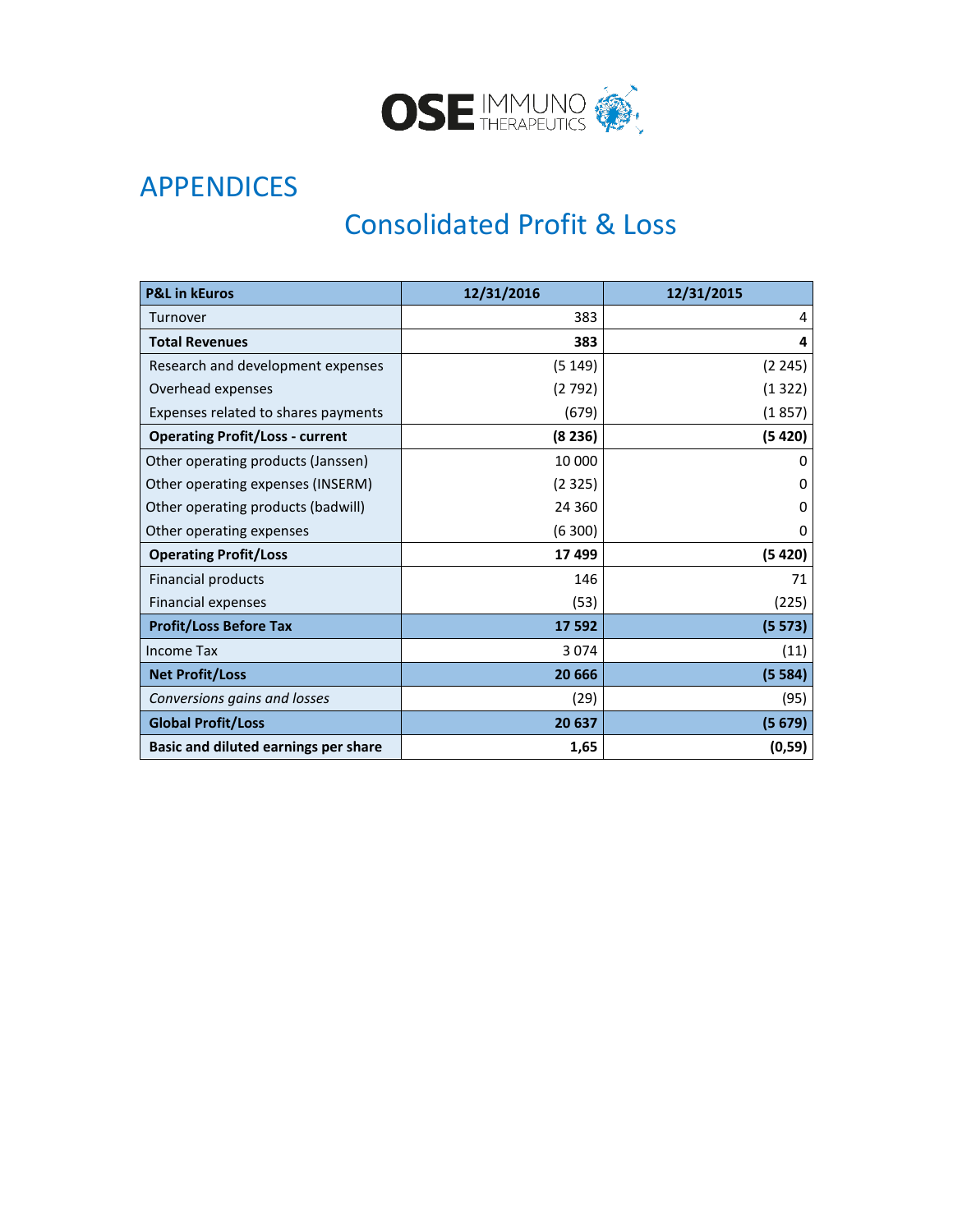# APPENDICES

## Consolidated Profit & Loss

| P&L in kEuros | 12/31/2016 | 12/31/2015 |
|---|---|---|
| Turnover | 383 | 4 |
| **Total Revenues** | **383** | **4** |
| Research and development expenses | (5 149) | (2 245) |
| Overhead expenses | (2 792) | (1 322) |
| Expenses related to shares payments | (679) | (1 857) |
| **Operating Profit/Loss - current** | **(8 236)** | **(5 420)** |
| Other operating products (Janssen) | 10 000 | 0 |
| Other operating expenses (INSERM) | (2 325) | 0 |
| Other operating products (badwill) | 24 360 | 0 |
| Other operating expenses | (6 300) | 0 |
| **Operating Profit/Loss** | **17 499** | **(5 420)** |
| Financial products | 146 | 71 |
| Financial expenses | (53) | (225) |
| **Profit/Loss Before Tax** | **17 592** | **(5 573)** |
| Income Tax | 3 074 | (11) |
| **Net Profit/Loss** | **20 666** | **(5 584)** |
| *Conversions gains and losses* | (29) | (95) |
| **Global Profit/Loss** | **20 637** | **(5 679)** |
| **Basic and diluted earnings per share** | **1,65** | **(0,59)** |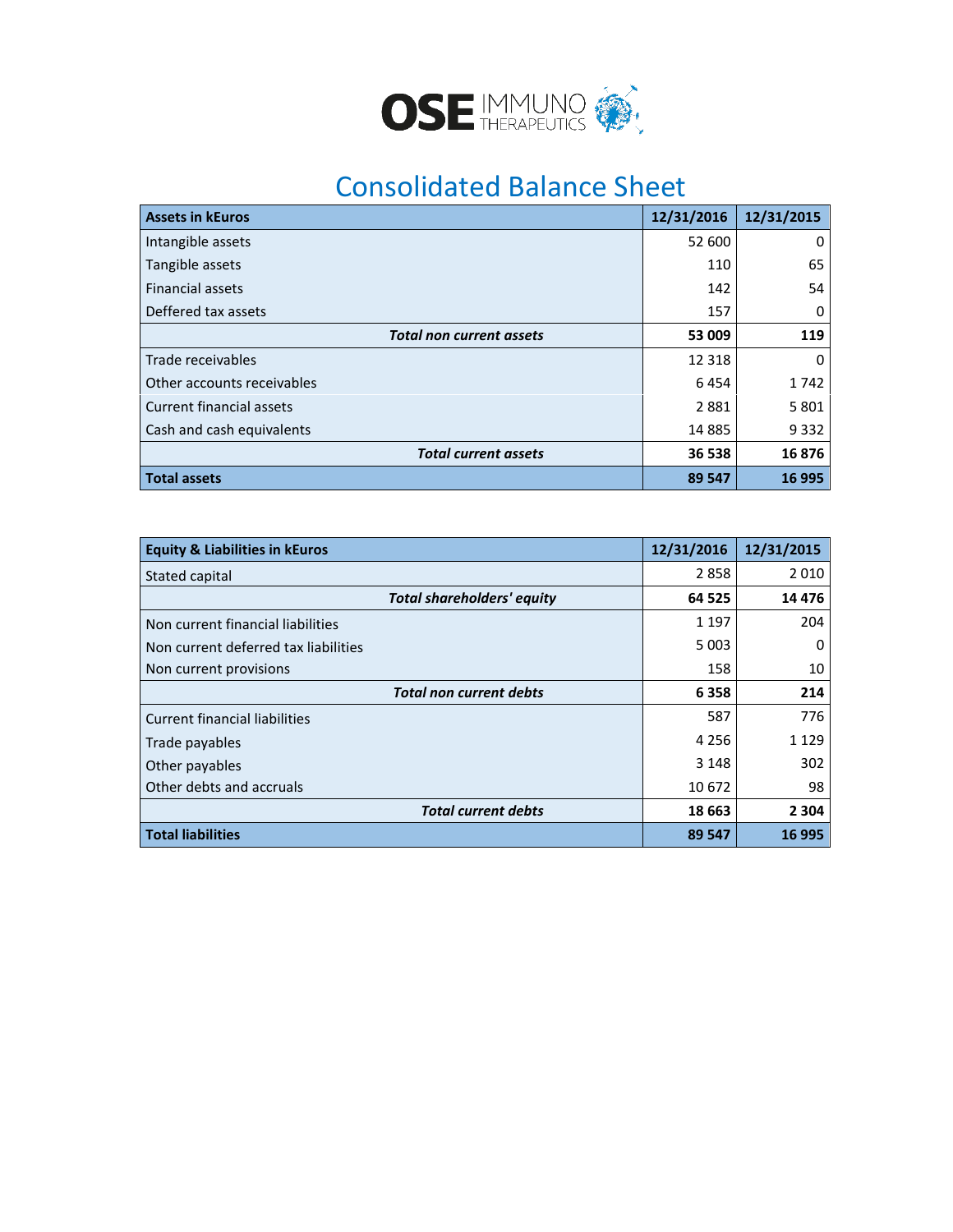# Consolidated Balance Sheet

| Assets in kEuros | 12/31/2016 | 12/31/2015 |
|---|---|---|
| Intangible assets | 52 600 | 0 |
| Tangible assets | 110 | 65 |
| Financial assets | 142 | 54 |
| Deffered tax assets | 157 | 0 |
| ***Total non current assets*** | **53 009** | **119** |
| Trade receivables | 12 318 | 0 |
| Other accounts receivables | 6 454 | 1 742 |
| Current financial assets | 2 881 | 5 801 |
| Cash and cash equivalents | 14 885 | 9 332 |
| ***Total current assets*** | **36 538** | **16 876** |
| **Total assets** | **89 547** | **16 995** |

| Equity & Liabilities in kEuros | 12/31/2016 | 12/31/2015 |
|---|---|---|
| Stated capital | 2 858 | 2 010 |
| ***Total shareholders' equity*** | **64 525** | **14 476** |
| Non current financial liabilities | 1 197 | 204 |
| Non current deferred tax liabilities | 5 003 | 0 |
| Non current provisions | 158 | 10 |
| ***Total non current debts*** | **6 358** | **214** |
| Current financial liabilities | 587 | 776 |
| Trade payables | 4 256 | 1 129 |
| Other payables | 3 148 | 302 |
| Other debts and accruals | 10 672 | 98 |
| ***Total current debts*** | **18 663** | **2 304** |
| **Total liabilities** | **89 547** | **16 995** |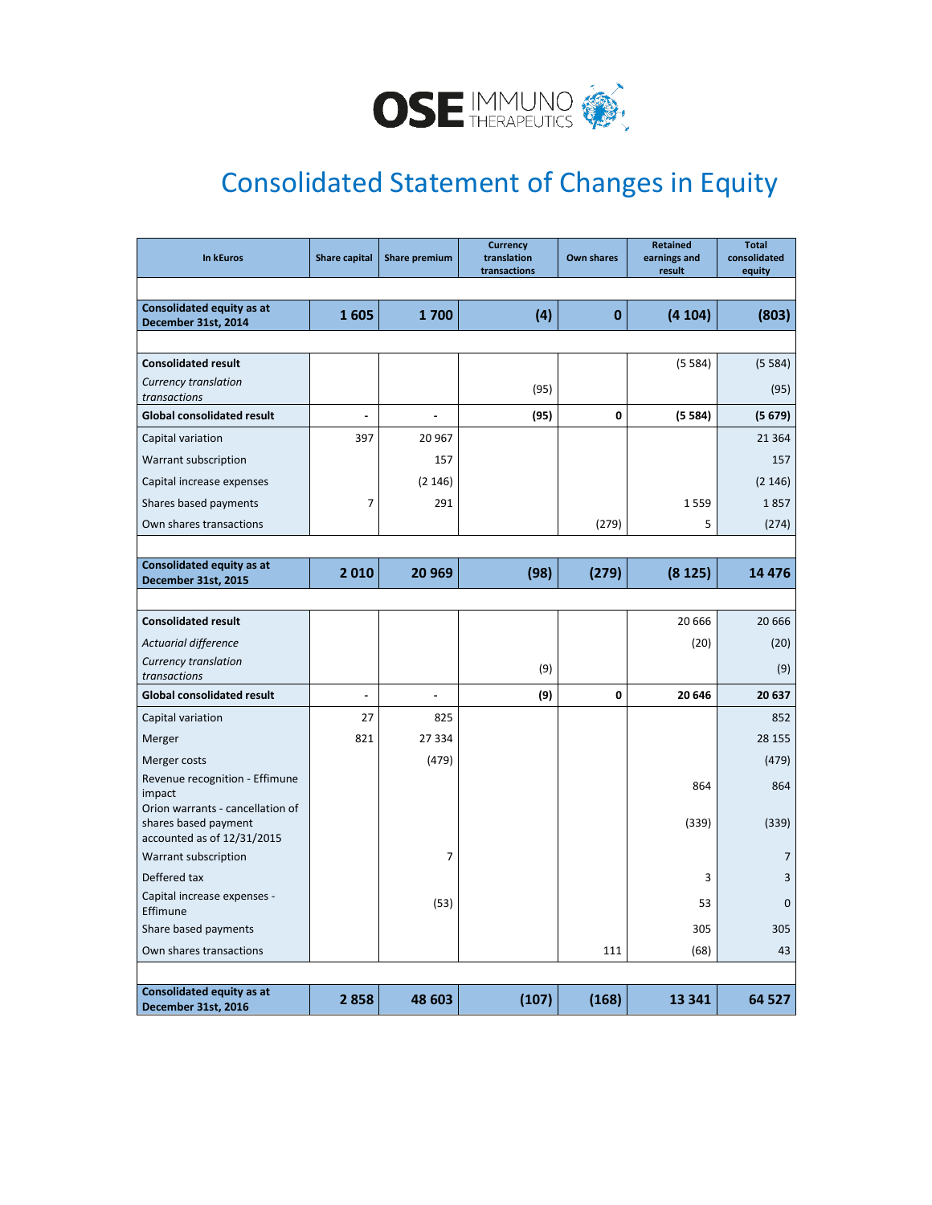# Consolidated Statement of Changes in Equity

| In kEuros | Share capital | Share premium | Currency translation transactions | Own shares | Retained earnings and result | Total consolidated equity |
|---|---|---|---|---|---|---|
| **Consolidated equity as at December 31st, 2014** | **1 605** | **1 700** | **(4)** | **0** | **(4 104)** | **(803)** |
| **Consolidated result** | | | | | (5 584) | (5 584) |
| *Currency translation transactions* | | | (95) | | | (95) |
| **Global consolidated result** | **-** | **-** | **(95)** | **0** | **(5 584)** | **(5 679)** |
| Capital variation | 397 | 20 967 | | | | 21 364 |
| Warrant subscription | | 157 | | | | 157 |
| Capital increase expenses | | (2 146) | | | | (2 146) |
| Shares based payments | 7 | 291 | | | 1 559 | 1 857 |
| Own shares transactions | | | | (279) | 5 | (274) |
| **Consolidated equity as at December 31st, 2015** | **2 010** | **20 969** | **(98)** | **(279)** | **(8 125)** | **14 476** |
| **Consolidated result** | | | | | 20 666 | 20 666 |
| *Actuarial difference* | | | | | (20) | (20) |
| *Currency translation transactions* | | | (9) | | | (9) |
| **Global consolidated result** | **-** | **-** | **(9)** | **0** | **20 646** | **20 637** |
| Capital variation | 27 | 825 | | | | 852 |
| Merger | 821 | 27 334 | | | | 28 155 |
| Merger costs | | (479) | | | | (479) |
| Revenue recognition - Effimune impact | | | | | 864 | 864 |
| Orion warrants - cancellation of shares based payment accounted as of 12/31/2015 | | | | | (339) | (339) |
| Warrant subscription | | 7 | | | | 7 |
| Deffered tax | | | | | 3 | 3 |
| Capital increase expenses - Effimune | | (53) | | | 53 | 0 |
| Share based payments | | | | | 305 | 305 |
| Own shares transactions | | | | 111 | (68) | 43 |
| **Consolidated equity as at December 31st, 2016** | **2 858** | **48 603** | **(107)** | **(168)** | **13 341** | **64 527** |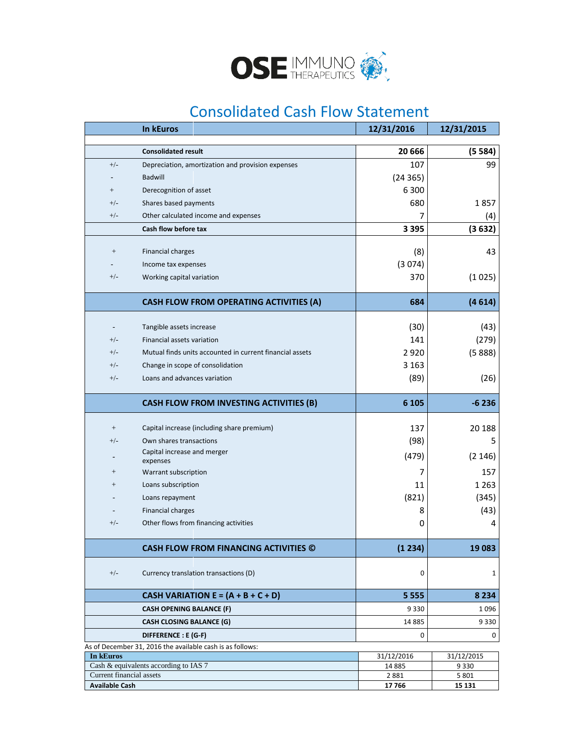OSE IMMUNO THERAPEUTICS

# Consolidated Cash Flow Statement

| | In kEuros | 12/31/2016 | 12/31/2015 |
|---|---|---|---|
| | **Consolidated result** | **20 666** | **(5 584)** |
| +/- | Depreciation, amortization and provision expenses | 107 | 99 |
| - | Badwill | (24 365) | |
| + | Derecognition of asset | 6 300 | |
| +/- | Shares based payments | 680 | 1 857 |
| +/- | Other calculated income and expenses | 7 | (4) |
| | **Cash flow before tax** | **3 395** | **(3 632)** |
| + | Financial charges | (8) | 43 |
| - | Income tax expenses | (3 074) | |
| +/- | Working capital variation | 370 | (1 025) |
| | **CASH FLOW FROM OPERATING ACTIVITIES (A)** | **684** | **(4 614)** |
| - | Tangible assets increase | (30) | (43) |
| +/- | Financial assets variation | 141 | (279) |
| +/- | Mutual finds units accounted in current financial assets | 2 920 | (5 888) |
| +/- | Change in scope of consolidation | 3 163 | |
| +/- | Loans and advances variation | (89) | (26) |
| | **CASH FLOW FROM INVESTING ACTIVITIES (B)** | **6 105** | **-6 236** |
| + | Capital increase (including share premium) | 137 | 20 188 |
| +/- | Own shares transactions | (98) | 5 |
| - | Capital increase and merger expenses | (479) | (2 146) |
| + | Warrant subscription | 7 | 157 |
| + | Loans subscription | 11 | 1 263 |
| - | Loans repayment | (821) | (345) |
| - | Financial charges | 8 | (43) |
| +/- | Other flows from financing activities | 0 | 4 |
| | **CASH FLOW FROM FINANCING ACTIVITIES ©** | **(1 234)** | **19 083** |
| +/- | Currency translation transactions (D) | 0 | 1 |
| | **CASH VARIATION E = (A + B + C + D)** | **5 555** | **8 234** |
| | **CASH OPENING BALANCE (F)** | 9 330 | 1 096 |
| | **CASH CLOSING BALANCE (G)** | 14 885 | 9 330 |
| | **DIFFERENCE : E (G-F)** | 0 | 0 |

As of December 31, 2016 the available cash is as follows:

| In kEuros | 31/12/2016 | 31/12/2015 |
|---|---|---|
| Cash & equivalents according to IAS 7 | 14 885 | 9 330 |
| Current financial assets | 2 881 | 5 801 |
| **Available Cash** | **17 766** | **15 131** |